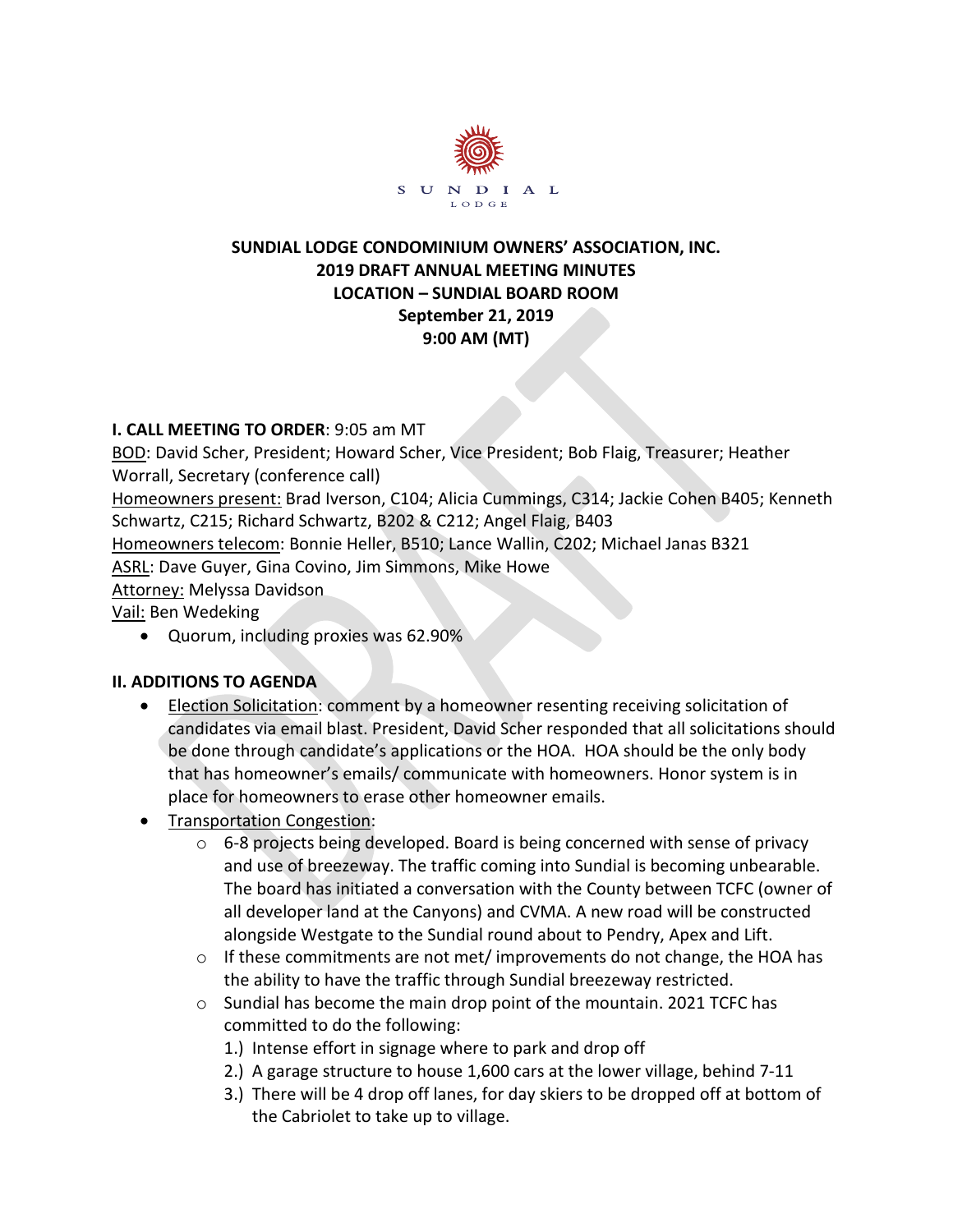SUNDIAL

LODGE

**SUNDIAL LODGE CONDOMINIUM OWNERS' ASSOCIATION, INC.**
**2019 DRAFT ANNUAL MEETING MINUTES**
**LOCATION – SUNDIAL BOARD ROOM**
**September 21, 2019**
**9:00 AM (MT)**

**I. CALL MEETING TO ORDER**: 9:05 am MT

<u>BOD</u>: David Scher, President; Howard Scher, Vice President; Bob Flaig, Treasurer; Heather Worrall, Secretary (conference call)

<u>Homeowners present:</u> Brad Iverson, C104; Alicia Cummings, C314; Jackie Cohen B405; Kenneth Schwartz, C215; Richard Schwartz, B202 & C212; Angel Flaig, B403

<u>Homeowners telecom</u>: Bonnie Heller, B510; Lance Wallin, C202; Michael Janas B321

<u>ASRL</u>: Dave Guyer, Gina Covino, Jim Simmons, Mike Howe

<u>Attorney:</u> Melyssa Davidson

<u>Vail:</u> Ben Wedeking

- Quorum, including proxies was 62.90%

**II. ADDITIONS TO AGENDA**

- <u>Election Solicitation</u>: comment by a homeowner resenting receiving solicitation of candidates via email blast. President, David Scher responded that all solicitations should be done through candidate's applications or the HOA. HOA should be the only body that has homeowner's emails/ communicate with homeowners. Honor system is in place for homeowners to erase other homeowner emails.
- <u>Transportation Congestion</u>:
  - 6-8 projects being developed. Board is being concerned with sense of privacy and use of breezeway. The traffic coming into Sundial is becoming unbearable. The board has initiated a conversation with the County between TCFC (owner of all developer land at the Canyons) and CVMA. A new road will be constructed alongside Westgate to the Sundial round about to Pendry, Apex and Lift.
  - If these commitments are not met/ improvements do not change, the HOA has the ability to have the traffic through Sundial breezeway restricted.
  - Sundial has become the main drop point of the mountain. 2021 TCFC has committed to do the following:
    1.) Intense effort in signage where to park and drop off
    2.) A garage structure to house 1,600 cars at the lower village, behind 7-11
    3.) There will be 4 drop off lanes, for day skiers to be dropped off at bottom of the Cabriolet to take up to village.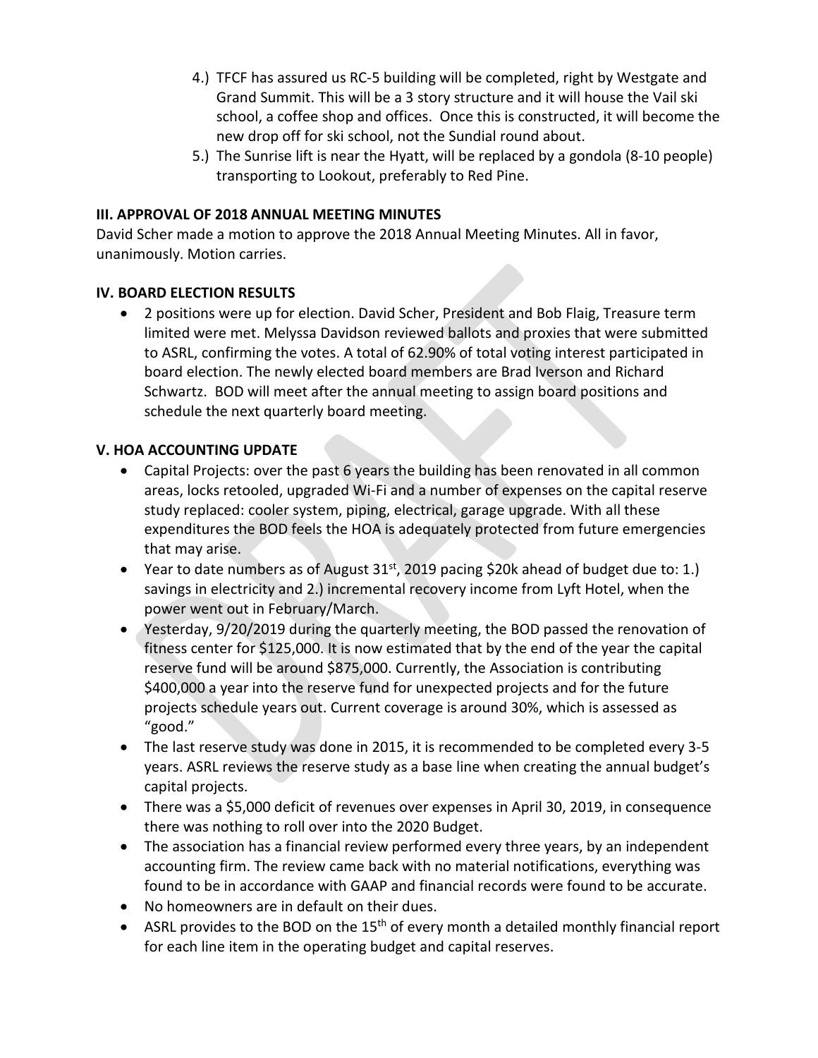4.) TFCF has assured us RC-5 building will be completed, right by Westgate and Grand Summit. This will be a 3 story structure and it will house the Vail ski school, a coffee shop and offices. Once this is constructed, it will become the new drop off for ski school, not the Sundial round about.

5.) The Sunrise lift is near the Hyatt, will be replaced by a gondola (8-10 people) transporting to Lookout, preferably to Red Pine.

**III. APPROVAL OF 2018 ANNUAL MEETING MINUTES**

David Scher made a motion to approve the 2018 Annual Meeting Minutes. All in favor, unanimously. Motion carries.

**IV. BOARD ELECTION RESULTS**

- 2 positions were up for election. David Scher, President and Bob Flaig, Treasure term limited were met. Melyssa Davidson reviewed ballots and proxies that were submitted to ASRL, confirming the votes. A total of 62.90% of total voting interest participated in board election. The newly elected board members are Brad Iverson and Richard Schwartz. BOD will meet after the annual meeting to assign board positions and schedule the next quarterly board meeting.

**V. HOA ACCOUNTING UPDATE**

- Capital Projects: over the past 6 years the building has been renovated in all common areas, locks retooled, upgraded Wi-Fi and a number of expenses on the capital reserve study replaced: cooler system, piping, electrical, garage upgrade. With all these expenditures the BOD feels the HOA is adequately protected from future emergencies that may arise.
- Year to date numbers as of August 31st, 2019 pacing $20k ahead of budget due to: 1.) savings in electricity and 2.) incremental recovery income from Lyft Hotel, when the power went out in February/March.
- Yesterday, 9/20/2019 during the quarterly meeting, the BOD passed the renovation of fitness center for $125,000. It is now estimated that by the end of the year the capital reserve fund will be around $875,000. Currently, the Association is contributing $400,000 a year into the reserve fund for unexpected projects and for the future projects schedule years out. Current coverage is around 30%, which is assessed as "good."
- The last reserve study was done in 2015, it is recommended to be completed every 3-5 years. ASRL reviews the reserve study as a base line when creating the annual budget's capital projects.
- There was a $5,000 deficit of revenues over expenses in April 30, 2019, in consequence there was nothing to roll over into the 2020 Budget.
- The association has a financial review performed every three years, by an independent accounting firm. The review came back with no material notifications, everything was found to be in accordance with GAAP and financial records were found to be accurate.
- No homeowners are in default on their dues.
- ASRL provides to the BOD on the 15th of every month a detailed monthly financial report for each line item in the operating budget and capital reserves.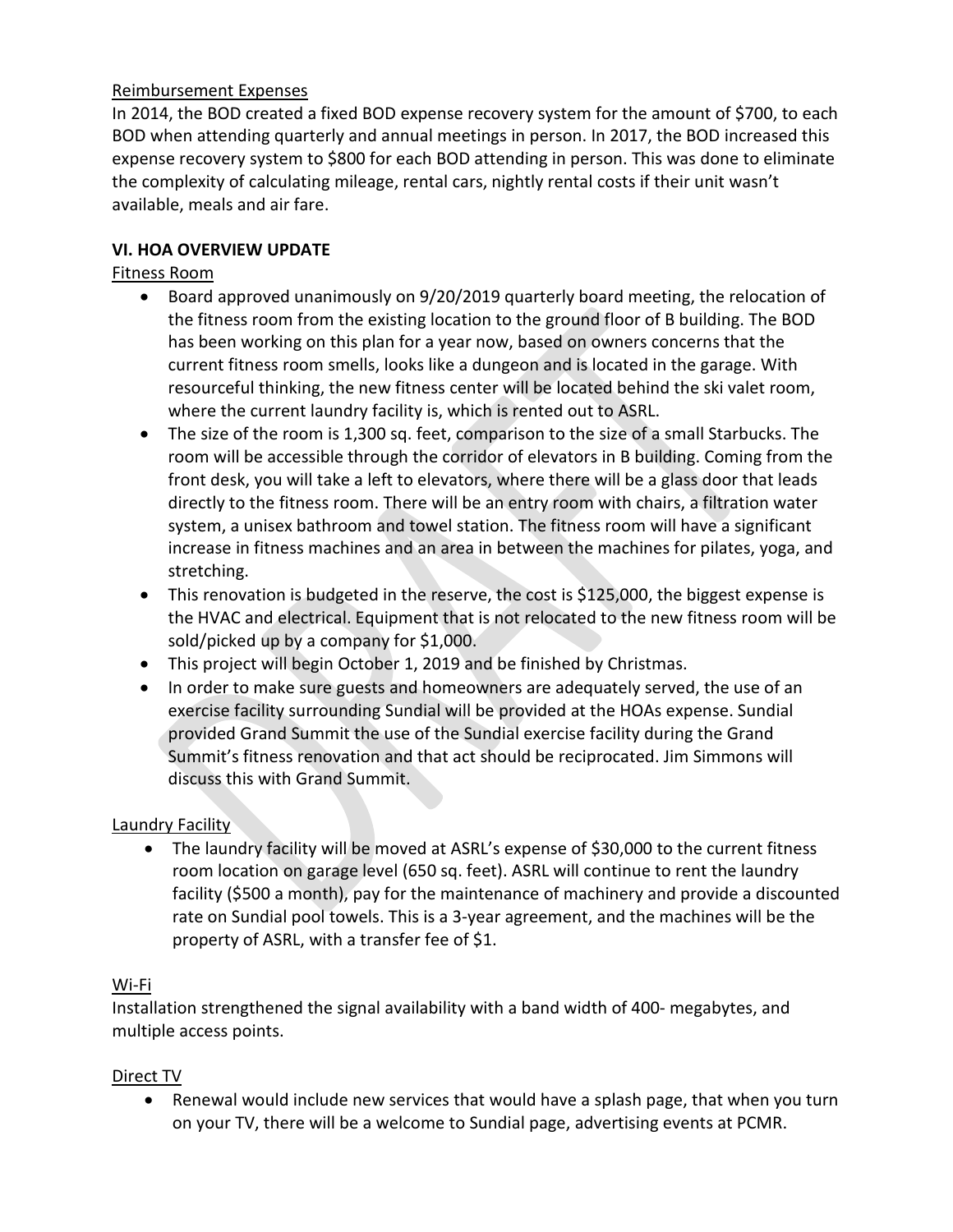Reimbursement Expenses

In 2014, the BOD created a fixed BOD expense recovery system for the amount of $700, to each BOD when attending quarterly and annual meetings in person. In 2017, the BOD increased this expense recovery system to $800 for each BOD attending in person. This was done to eliminate the complexity of calculating mileage, rental cars, nightly rental costs if their unit wasn't available, meals and air fare.

## VI. HOA OVERVIEW UPDATE

Fitness Room

- Board approved unanimously on 9/20/2019 quarterly board meeting, the relocation of the fitness room from the existing location to the ground floor of B building. The BOD has been working on this plan for a year now, based on owners concerns that the current fitness room smells, looks like a dungeon and is located in the garage. With resourceful thinking, the new fitness center will be located behind the ski valet room, where the current laundry facility is, which is rented out to ASRL.
- The size of the room is 1,300 sq. feet, comparison to the size of a small Starbucks. The room will be accessible through the corridor of elevators in B building. Coming from the front desk, you will take a left to elevators, where there will be a glass door that leads directly to the fitness room. There will be an entry room with chairs, a filtration water system, a unisex bathroom and towel station. The fitness room will have a significant increase in fitness machines and an area in between the machines for pilates, yoga, and stretching.
- This renovation is budgeted in the reserve, the cost is $125,000, the biggest expense is the HVAC and electrical. Equipment that is not relocated to the new fitness room will be sold/picked up by a company for $1,000.
- This project will begin October 1, 2019 and be finished by Christmas.
- In order to make sure guests and homeowners are adequately served, the use of an exercise facility surrounding Sundial will be provided at the HOAs expense. Sundial provided Grand Summit the use of the Sundial exercise facility during the Grand Summit's fitness renovation and that act should be reciprocated. Jim Simmons will discuss this with Grand Summit.

Laundry Facility

- The laundry facility will be moved at ASRL's expense of $30,000 to the current fitness room location on garage level (650 sq. feet). ASRL will continue to rent the laundry facility ($500 a month), pay for the maintenance of machinery and provide a discounted rate on Sundial pool towels. This is a 3-year agreement, and the machines will be the property of ASRL, with a transfer fee of $1.

Wi-Fi

Installation strengthened the signal availability with a band width of 400- megabytes, and multiple access points.

Direct TV

- Renewal would include new services that would have a splash page, that when you turn on your TV, there will be a welcome to Sundial page, advertising events at PCMR.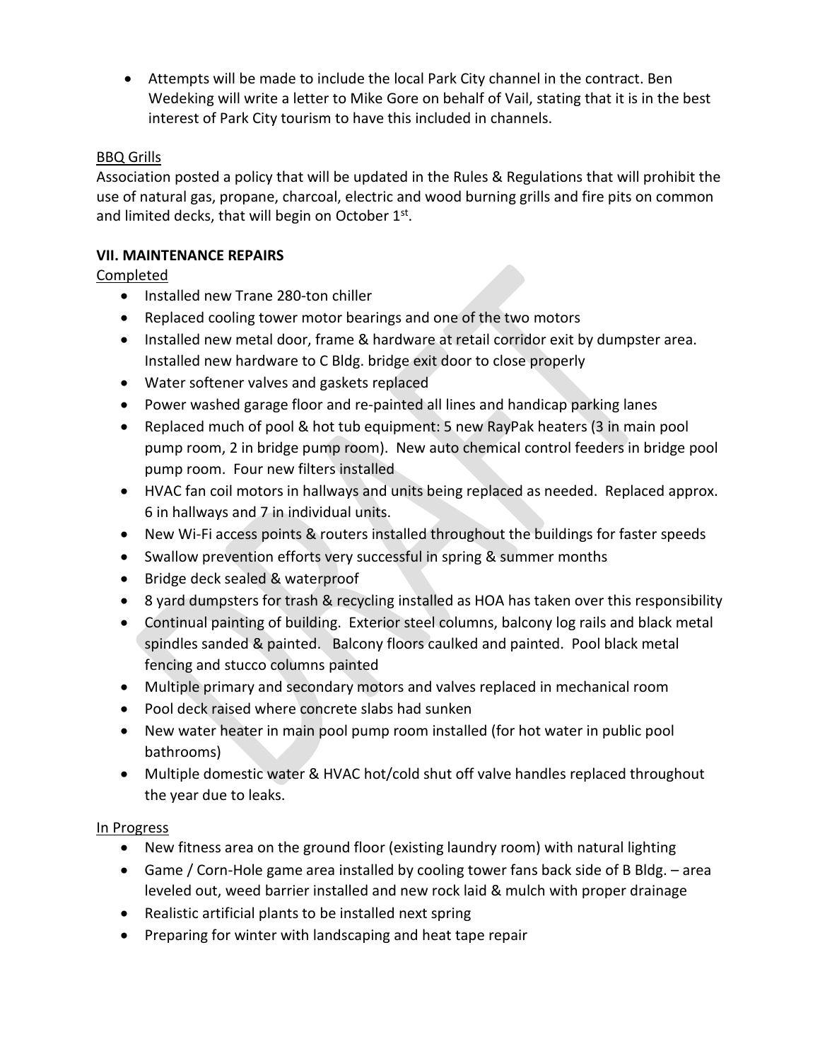- Attempts will be made to include the local Park City channel in the contract. Ben Wedeking will write a letter to Mike Gore on behalf of Vail, stating that it is in the best interest of Park City tourism to have this included in channels.

BBQ Grills

Association posted a policy that will be updated in the Rules & Regulations that will prohibit the use of natural gas, propane, charcoal, electric and wood burning grills and fire pits on common and limited decks, that will begin on October 1st.

**VII. MAINTENANCE REPAIRS**

Completed

- Installed new Trane 280-ton chiller
- Replaced cooling tower motor bearings and one of the two motors
- Installed new metal door, frame & hardware at retail corridor exit by dumpster area. Installed new hardware to C Bldg. bridge exit door to close properly
- Water softener valves and gaskets replaced
- Power washed garage floor and re-painted all lines and handicap parking lanes
- Replaced much of pool & hot tub equipment: 5 new RayPak heaters (3 in main pool pump room, 2 in bridge pump room). New auto chemical control feeders in bridge pool pump room. Four new filters installed
- HVAC fan coil motors in hallways and units being replaced as needed. Replaced approx. 6 in hallways and 7 in individual units.
- New Wi-Fi access points & routers installed throughout the buildings for faster speeds
- Swallow prevention efforts very successful in spring & summer months
- Bridge deck sealed & waterproof
- 8 yard dumpsters for trash & recycling installed as HOA has taken over this responsibility
- Continual painting of building. Exterior steel columns, balcony log rails and black metal spindles sanded & painted. Balcony floors caulked and painted. Pool black metal fencing and stucco columns painted
- Multiple primary and secondary motors and valves replaced in mechanical room
- Pool deck raised where concrete slabs had sunken
- New water heater in main pool pump room installed (for hot water in public pool bathrooms)
- Multiple domestic water & HVAC hot/cold shut off valve handles replaced throughout the year due to leaks.

In Progress

- New fitness area on the ground floor (existing laundry room) with natural lighting
- Game / Corn-Hole game area installed by cooling tower fans back side of B Bldg. – area leveled out, weed barrier installed and new rock laid & mulch with proper drainage
- Realistic artificial plants to be installed next spring
- Preparing for winter with landscaping and heat tape repair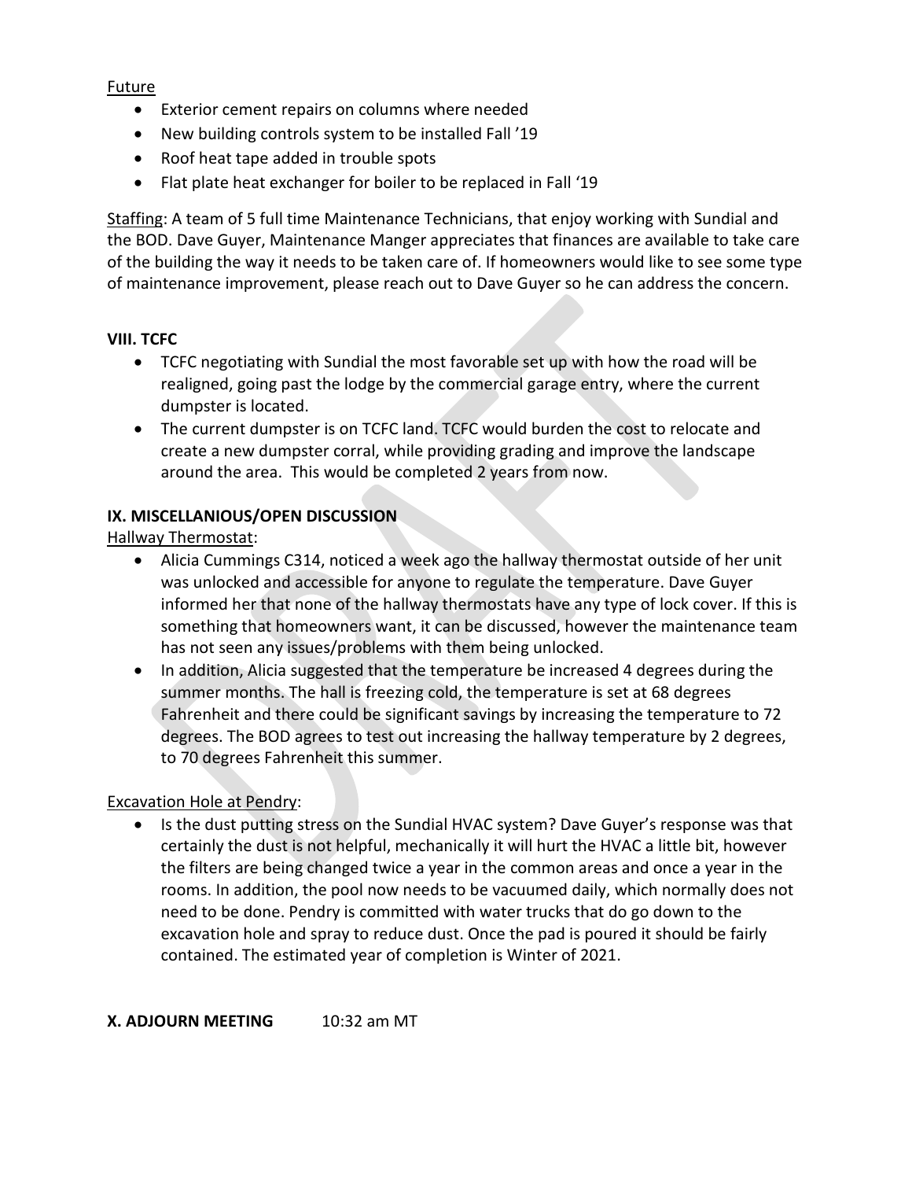Future

- Exterior cement repairs on columns where needed
- New building controls system to be installed Fall '19
- Roof heat tape added in trouble spots
- Flat plate heat exchanger for boiler to be replaced in Fall '19

Staffing: A team of 5 full time Maintenance Technicians, that enjoy working with Sundial and the BOD. Dave Guyer, Maintenance Manger appreciates that finances are available to take care of the building the way it needs to be taken care of. If homeowners would like to see some type of maintenance improvement, please reach out to Dave Guyer so he can address the concern.

**VIII. TCFC**

- TCFC negotiating with Sundial the most favorable set up with how the road will be realigned, going past the lodge by the commercial garage entry, where the current dumpster is located.
- The current dumpster is on TCFC land. TCFC would burden the cost to relocate and create a new dumpster corral, while providing grading and improve the landscape around the area. This would be completed 2 years from now.

**IX. MISCELLANIOUS/OPEN DISCUSSION**

Hallway Thermostat:

- Alicia Cummings C314, noticed a week ago the hallway thermostat outside of her unit was unlocked and accessible for anyone to regulate the temperature. Dave Guyer informed her that none of the hallway thermostats have any type of lock cover. If this is something that homeowners want, it can be discussed, however the maintenance team has not seen any issues/problems with them being unlocked.
- In addition, Alicia suggested that the temperature be increased 4 degrees during the summer months. The hall is freezing cold, the temperature is set at 68 degrees Fahrenheit and there could be significant savings by increasing the temperature to 72 degrees. The BOD agrees to test out increasing the hallway temperature by 2 degrees, to 70 degrees Fahrenheit this summer.

Excavation Hole at Pendry:

- Is the dust putting stress on the Sundial HVAC system? Dave Guyer's response was that certainly the dust is not helpful, mechanically it will hurt the HVAC a little bit, however the filters are being changed twice a year in the common areas and once a year in the rooms. In addition, the pool now needs to be vacuumed daily, which normally does not need to be done. Pendry is committed with water trucks that do go down to the excavation hole and spray to reduce dust. Once the pad is poured it should be fairly contained. The estimated year of completion is Winter of 2021.

**X. ADJOURN MEETING** 10:32 am MT